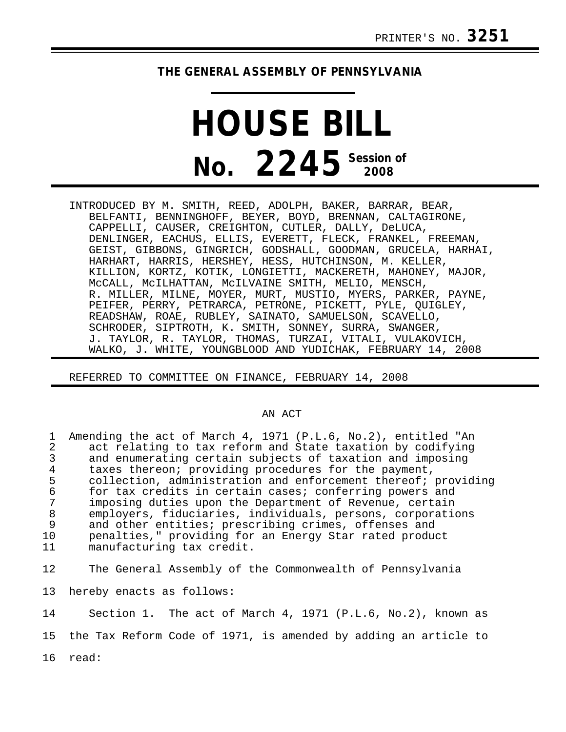PRINTER'S NO. **3251**

**THE GENERAL ASSEMBLY OF PENNSYLVANIA**

# HOUSE BILL

# No. 2245 Session of 2008

INTRODUCED BY M. SMITH, REED, ADOLPH, BAKER, BARRAR, BEAR, BELFANTI, BENNINGHOFF, BEYER, BOYD, BRENNAN, CALTAGIRONE, CAPPELLI, CAUSER, CREIGHTON, CUTLER, DALLY, DeLUCA, DENLINGER, EACHUS, ELLIS, EVERETT, FLECK, FRANKEL, FREEMAN, GEIST, GIBBONS, GINGRICH, GODSHALL, GOODMAN, GRUCELA, HARHAI, HARHART, HARRIS, HERSHEY, HESS, HUTCHINSON, M. KELLER, KILLION, KORTZ, KOTIK, LONGIETTI, MACKERETH, MAHONEY, MAJOR, McCALL, McILHATTAN, McILVAINE SMITH, MELIO, MENSCH, R. MILLER, MILNE, MOYER, MURT, MUSTIO, MYERS, PARKER, PAYNE, PEIFER, PERRY, PETRARCA, PETRONE, PICKETT, PYLE, QUIGLEY, READSHAW, ROAE, RUBLEY, SAINATO, SAMUELSON, SCAVELLO, SCHRODER, SIPTROTH, K. SMITH, SONNEY, SURRA, SWANGER, J. TAYLOR, R. TAYLOR, THOMAS, TURZAI, VITALI, VULAKOVICH, WALKO, J. WHITE, YOUNGBLOOD AND YUDICHAK, FEBRUARY 14, 2008

REFERRED TO COMMITTEE ON FINANCE, FEBRUARY 14, 2008

AN ACT

1 Amending the act of March 4, 1971 (P.L.6, No.2), entitled "An
2 act relating to tax reform and State taxation by codifying
3 and enumerating certain subjects of taxation and imposing
4 taxes thereon; providing procedures for the payment,
5 collection, administration and enforcement thereof; providing
6 for tax credits in certain cases; conferring powers and
7 imposing duties upon the Department of Revenue, certain
8 employers, fiduciaries, individuals, persons, corporations
9 and other entities; prescribing crimes, offenses and
10 penalties," providing for an Energy Star rated product
11 manufacturing tax credit.

12 The General Assembly of the Commonwealth of Pennsylvania
13 hereby enacts as follows:

14 Section 1. The act of March 4, 1971 (P.L.6, No.2), known as
15 the Tax Reform Code of 1971, is amended by adding an article to
16 read: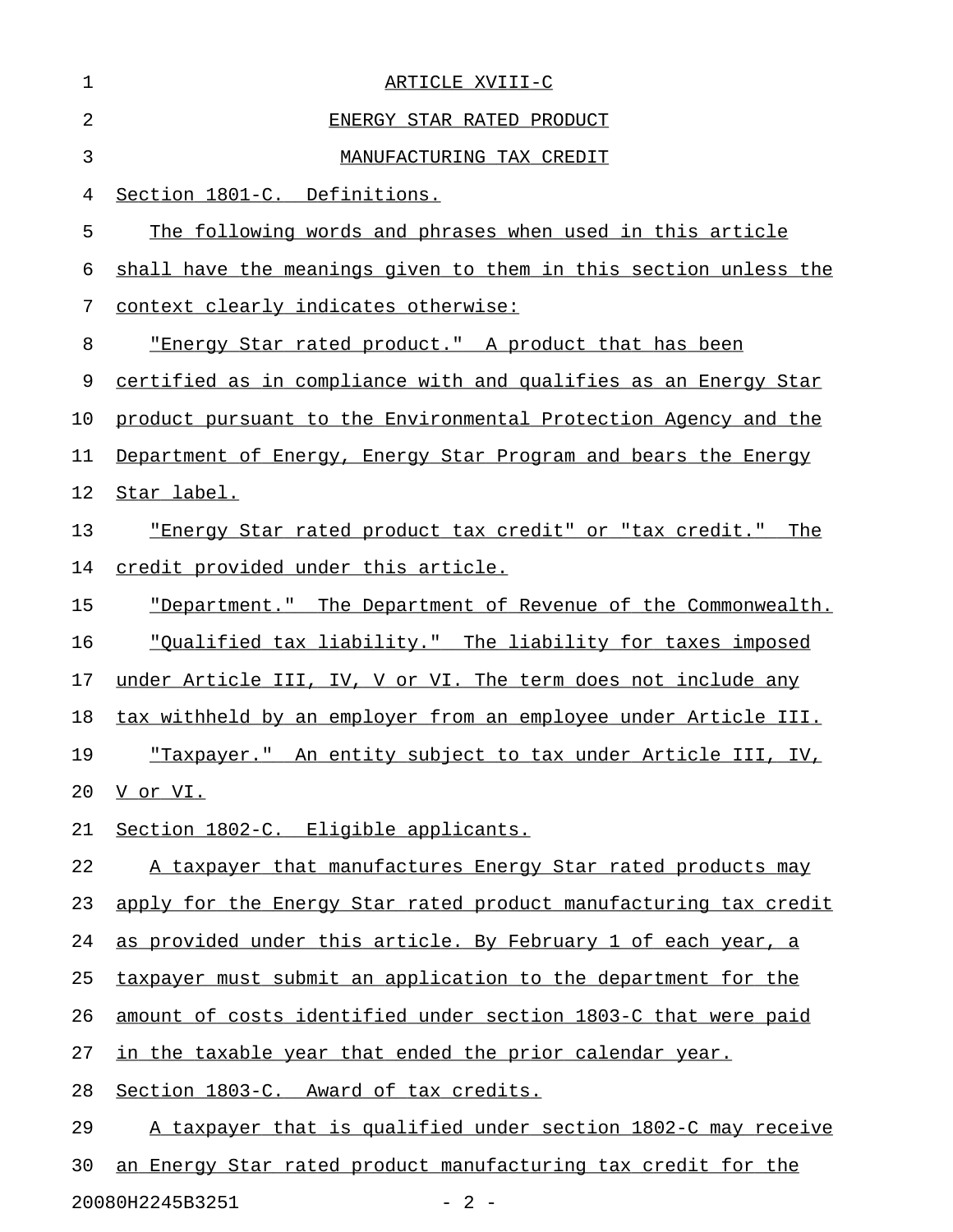# ARTICLE XVIII-C

## ENERGY STAR RATED PRODUCT MANUFACTURING TAX CREDIT

Section 1801-C. Definitions.

The following words and phrases when used in this article shall have the meanings given to them in this section unless the context clearly indicates otherwise:

"Energy Star rated product." A product that has been certified as in compliance with and qualifies as an Energy Star product pursuant to the Environmental Protection Agency and the Department of Energy, Energy Star Program and bears the Energy Star label.

"Energy Star rated product tax credit" or "tax credit." The credit provided under this article.

"Department." The Department of Revenue of the Commonwealth.

"Qualified tax liability." The liability for taxes imposed under Article III, IV, V or VI. The term does not include any tax withheld by an employer from an employee under Article III.

"Taxpayer." An entity subject to tax under Article III, IV, V or VI.

Section 1802-C. Eligible applicants.

A taxpayer that manufactures Energy Star rated products may apply for the Energy Star rated product manufacturing tax credit as provided under this article. By February 1 of each year, a taxpayer must submit an application to the department for the amount of costs identified under section 1803-C that were paid in the taxable year that ended the prior calendar year.

Section 1803-C. Award of tax credits.

A taxpayer that is qualified under section 1802-C may receive an Energy Star rated product manufacturing tax credit for the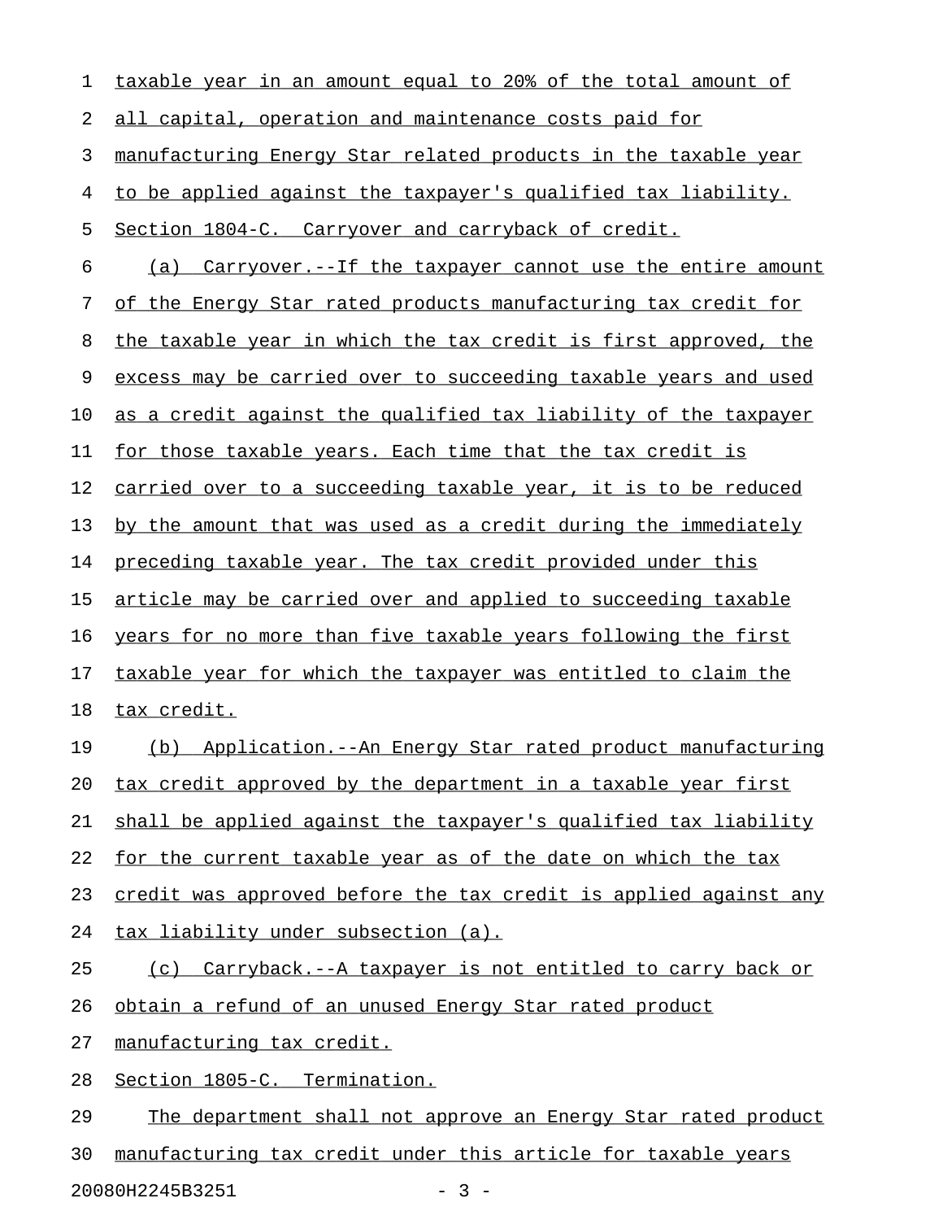taxable year in an amount equal to 20% of the total amount of all capital, operation and maintenance costs paid for manufacturing Energy Star related products in the taxable year to be applied against the taxpayer's qualified tax liability.

Section 1804-C. Carryover and carryback of credit.

(a) Carryover.--If the taxpayer cannot use the entire amount of the Energy Star rated products manufacturing tax credit for the taxable year in which the tax credit is first approved, the excess may be carried over to succeeding taxable years and used as a credit against the qualified tax liability of the taxpayer for those taxable years. Each time that the tax credit is carried over to a succeeding taxable year, it is to be reduced by the amount that was used as a credit during the immediately preceding taxable year. The tax credit provided under this article may be carried over and applied to succeeding taxable years for no more than five taxable years following the first taxable year for which the taxpayer was entitled to claim the tax credit.

(b) Application.--An Energy Star rated product manufacturing tax credit approved by the department in a taxable year first shall be applied against the taxpayer's qualified tax liability for the current taxable year as of the date on which the tax credit was approved before the tax credit is applied against any tax liability under subsection (a).

(c) Carryback.--A taxpayer is not entitled to carry back or obtain a refund of an unused Energy Star rated product manufacturing tax credit.

Section 1805-C. Termination.

The department shall not approve an Energy Star rated product manufacturing tax credit under this article for taxable years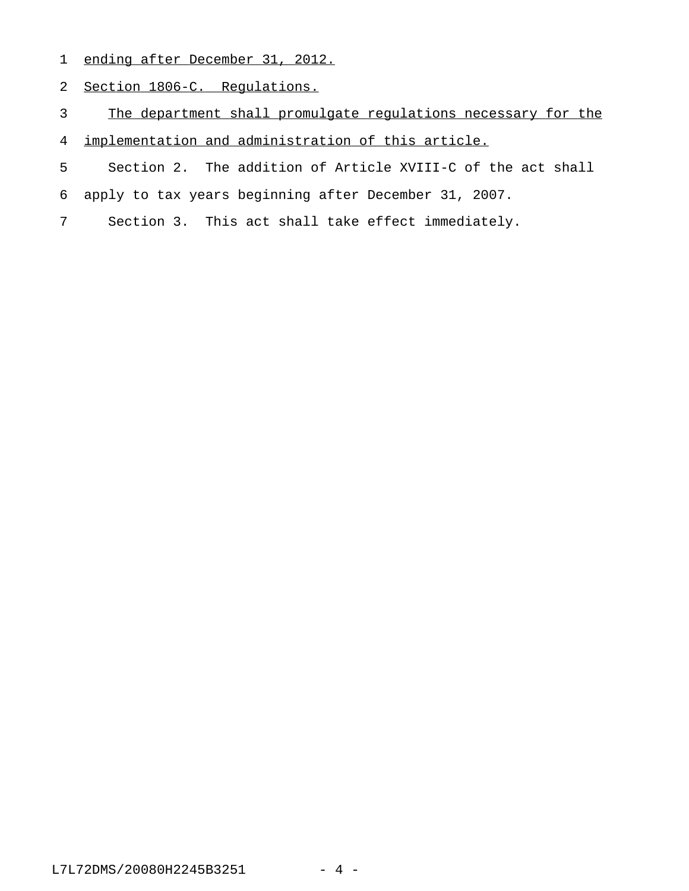ending after December 31, 2012.

Section 1806-C. Regulations.

The department shall promulgate regulations necessary for the implementation and administration of this article.

Section 2. The addition of Article XVIII-C of the act shall apply to tax years beginning after December 31, 2007.

Section 3. This act shall take effect immediately.